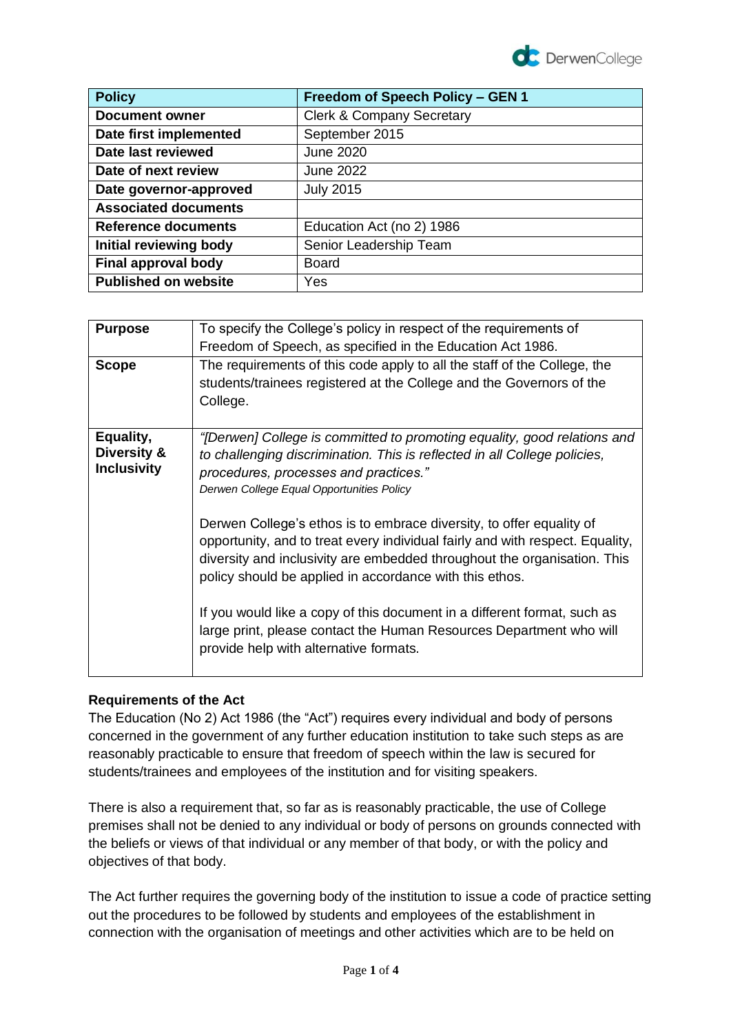| **Policy** | **Freedom of Speech Policy – GEN 1** |
|---|---|
| **Document owner** | Clerk & Company Secretary |
| **Date first implemented** | September 2015 |
| **Date last reviewed** | June 2020 |
| **Date of next review** | June 2022 |
| **Date governor-approved** | July 2015 |
| **Associated documents** | |
| **Reference documents** | Education Act (no 2) 1986 |
| **Initial reviewing body** | Senior Leadership Team |
| **Final approval body** | Board |
| **Published on website** | Yes |

| **Purpose** | To specify the College's policy in respect of the requirements of Freedom of Speech, as specified in the Education Act 1986. |
|---|---|
| **Scope** | The requirements of this code apply to all the staff of the College, the students/trainees registered at the College and the Governors of the College. |
| **Equality, Diversity & Inclusivity** | *"[Derwen] College is committed to promoting equality, good relations and to challenging discrimination. This is reflected in all College policies, procedures, processes and practices."* *Derwen College Equal Opportunities Policy* <br><br> Derwen College's ethos is to embrace diversity, to offer equality of opportunity, and to treat every individual fairly and with respect. Equality, diversity and inclusivity are embedded throughout the organisation. This policy should be applied in accordance with this ethos. <br><br> If you would like a copy of this document in a different format, such as large print, please contact the Human Resources Department who will provide help with alternative formats. |

**Requirements of the Act**

The Education (No 2) Act 1986 (the "Act") requires every individual and body of persons concerned in the government of any further education institution to take such steps as are reasonably practicable to ensure that freedom of speech within the law is secured for students/trainees and employees of the institution and for visiting speakers.

There is also a requirement that, so far as is reasonably practicable, the use of College premises shall not be denied to any individual or body of persons on grounds connected with the beliefs or views of that individual or any member of that body, or with the policy and objectives of that body.

The Act further requires the governing body of the institution to issue a code of practice setting out the procedures to be followed by students and employees of the establishment in connection with the organisation of meetings and other activities which are to be held on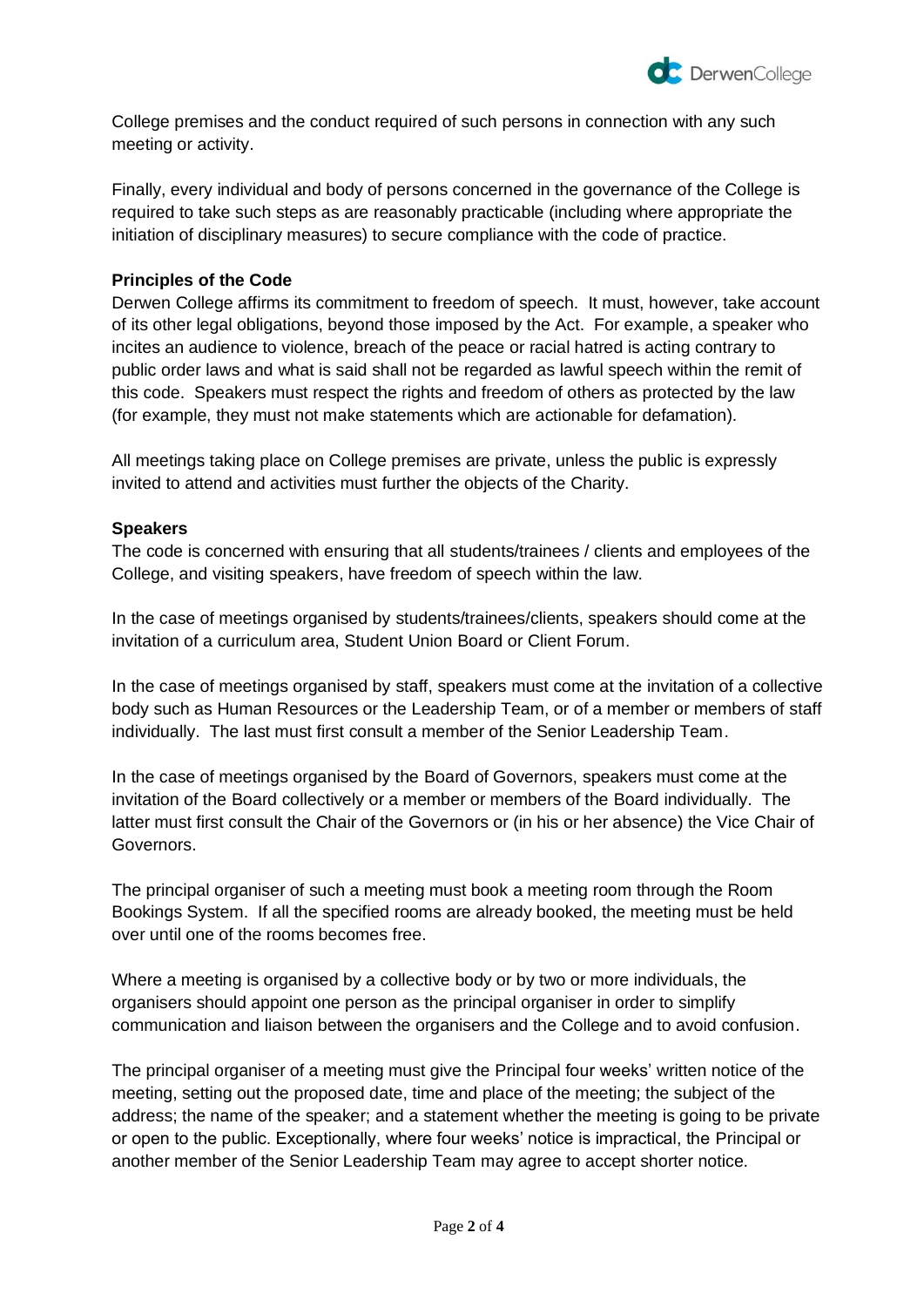College premises and the conduct required of such persons in connection with any such meeting or activity.

Finally, every individual and body of persons concerned in the governance of the College is required to take such steps as are reasonably practicable (including where appropriate the initiation of disciplinary measures) to secure compliance with the code of practice.

**Principles of the Code**

Derwen College affirms its commitment to freedom of speech. It must, however, take account of its other legal obligations, beyond those imposed by the Act. For example, a speaker who incites an audience to violence, breach of the peace or racial hatred is acting contrary to public order laws and what is said shall not be regarded as lawful speech within the remit of this code. Speakers must respect the rights and freedom of others as protected by the law (for example, they must not make statements which are actionable for defamation).

All meetings taking place on College premises are private, unless the public is expressly invited to attend and activities must further the objects of the Charity.

**Speakers**

The code is concerned with ensuring that all students/trainees / clients and employees of the College, and visiting speakers, have freedom of speech within the law.

In the case of meetings organised by students/trainees/clients, speakers should come at the invitation of a curriculum area, Student Union Board or Client Forum.

In the case of meetings organised by staff, speakers must come at the invitation of a collective body such as Human Resources or the Leadership Team, or of a member or members of staff individually. The last must first consult a member of the Senior Leadership Team.

In the case of meetings organised by the Board of Governors, speakers must come at the invitation of the Board collectively or a member or members of the Board individually. The latter must first consult the Chair of the Governors or (in his or her absence) the Vice Chair of Governors.

The principal organiser of such a meeting must book a meeting room through the Room Bookings System. If all the specified rooms are already booked, the meeting must be held over until one of the rooms becomes free.

Where a meeting is organised by a collective body or by two or more individuals, the organisers should appoint one person as the principal organiser in order to simplify communication and liaison between the organisers and the College and to avoid confusion.

The principal organiser of a meeting must give the Principal four weeks' written notice of the meeting, setting out the proposed date, time and place of the meeting; the subject of the address; the name of the speaker; and a statement whether the meeting is going to be private or open to the public. Exceptionally, where four weeks' notice is impractical, the Principal or another member of the Senior Leadership Team may agree to accept shorter notice.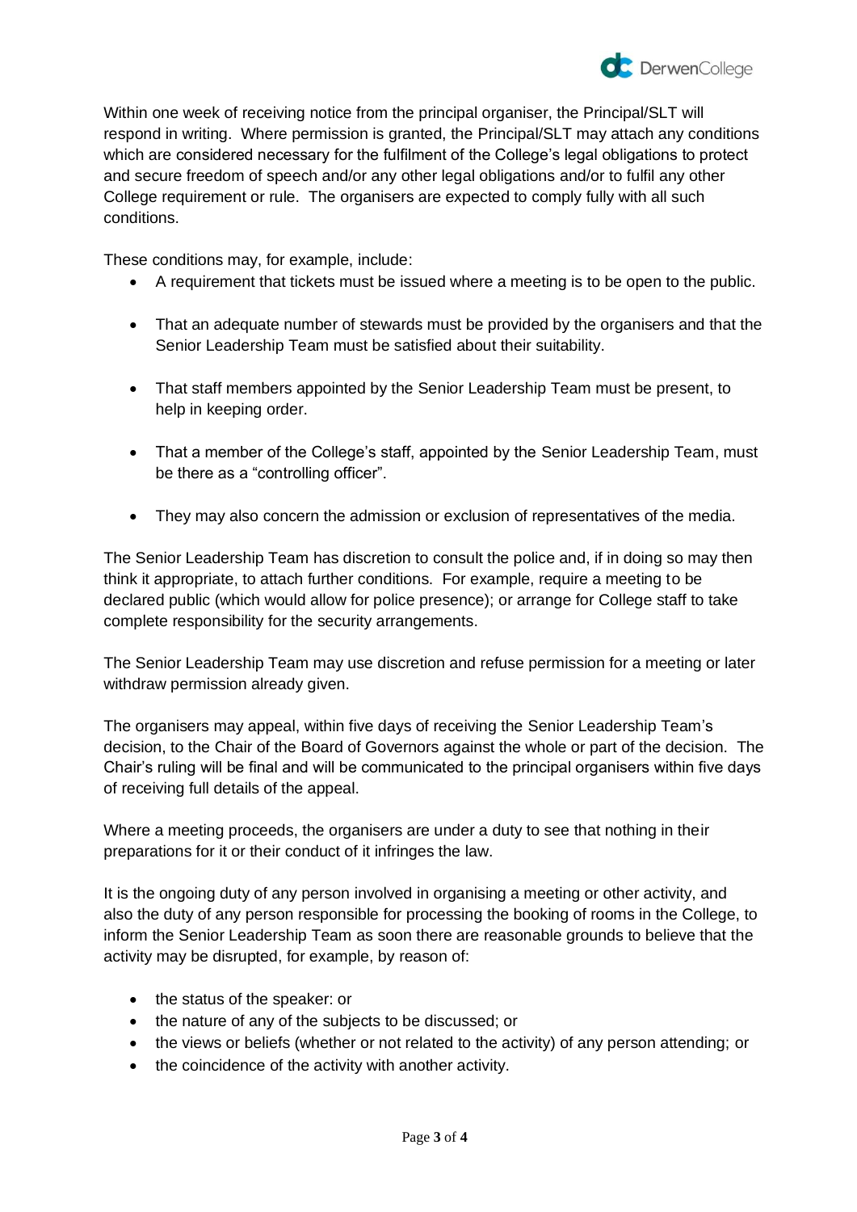Within one week of receiving notice from the principal organiser, the Principal/SLT will respond in writing. Where permission is granted, the Principal/SLT may attach any conditions which are considered necessary for the fulfilment of the College's legal obligations to protect and secure freedom of speech and/or any other legal obligations and/or to fulfil any other College requirement or rule. The organisers are expected to comply fully with all such conditions.

These conditions may, for example, include:

- A requirement that tickets must be issued where a meeting is to be open to the public.
- That an adequate number of stewards must be provided by the organisers and that the Senior Leadership Team must be satisfied about their suitability.
- That staff members appointed by the Senior Leadership Team must be present, to help in keeping order.
- That a member of the College's staff, appointed by the Senior Leadership Team, must be there as a "controlling officer".
- They may also concern the admission or exclusion of representatives of the media.

The Senior Leadership Team has discretion to consult the police and, if in doing so may then think it appropriate, to attach further conditions. For example, require a meeting to be declared public (which would allow for police presence); or arrange for College staff to take complete responsibility for the security arrangements.

The Senior Leadership Team may use discretion and refuse permission for a meeting or later withdraw permission already given.

The organisers may appeal, within five days of receiving the Senior Leadership Team's decision, to the Chair of the Board of Governors against the whole or part of the decision. The Chair's ruling will be final and will be communicated to the principal organisers within five days of receiving full details of the appeal.

Where a meeting proceeds, the organisers are under a duty to see that nothing in their preparations for it or their conduct of it infringes the law.

It is the ongoing duty of any person involved in organising a meeting or other activity, and also the duty of any person responsible for processing the booking of rooms in the College, to inform the Senior Leadership Team as soon there are reasonable grounds to believe that the activity may be disrupted, for example, by reason of:

- the status of the speaker: or
- the nature of any of the subjects to be discussed; or
- the views or beliefs (whether or not related to the activity) of any person attending; or
- the coincidence of the activity with another activity.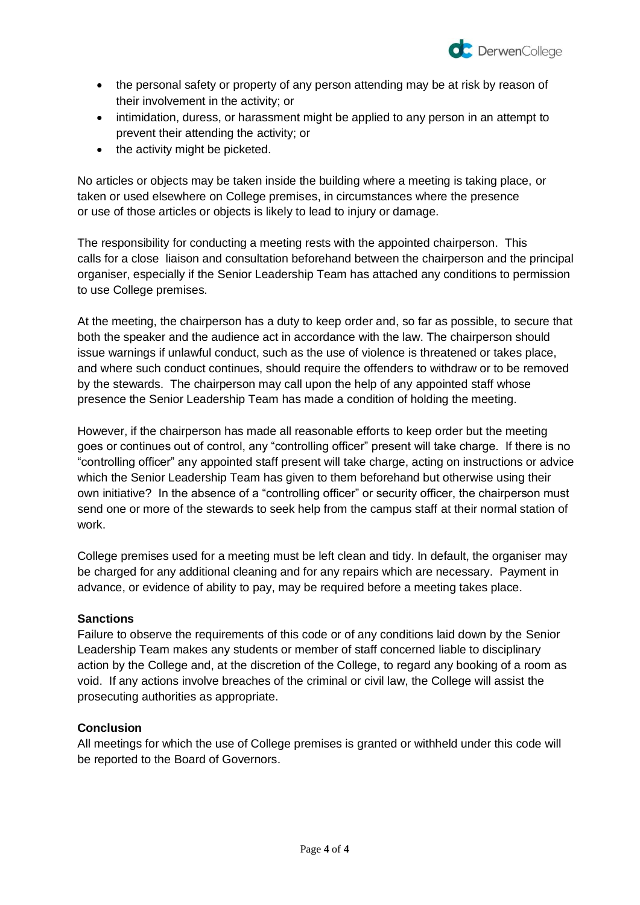- the personal safety or property of any person attending may be at risk by reason of their involvement in the activity; or
- intimidation, duress, or harassment might be applied to any person in an attempt to prevent their attending the activity; or
- the activity might be picketed.

No articles or objects may be taken inside the building where a meeting is taking place, or taken or used elsewhere on College premises, in circumstances where the presence or use of those articles or objects is likely to lead to injury or damage.

The responsibility for conducting a meeting rests with the appointed chairperson. This calls for a close liaison and consultation beforehand between the chairperson and the principal organiser, especially if the Senior Leadership Team has attached any conditions to permission to use College premises.

At the meeting, the chairperson has a duty to keep order and, so far as possible, to secure that both the speaker and the audience act in accordance with the law. The chairperson should issue warnings if unlawful conduct, such as the use of violence is threatened or takes place, and where such conduct continues, should require the offenders to withdraw or to be removed by the stewards. The chairperson may call upon the help of any appointed staff whose presence the Senior Leadership Team has made a condition of holding the meeting.

However, if the chairperson has made all reasonable efforts to keep order but the meeting goes or continues out of control, any "controlling officer" present will take charge. If there is no "controlling officer" any appointed staff present will take charge, acting on instructions or advice which the Senior Leadership Team has given to them beforehand but otherwise using their own initiative? In the absence of a "controlling officer" or security officer, the chairperson must send one or more of the stewards to seek help from the campus staff at their normal station of work.

College premises used for a meeting must be left clean and tidy. In default, the organiser may be charged for any additional cleaning and for any repairs which are necessary. Payment in advance, or evidence of ability to pay, may be required before a meeting takes place.

**Sanctions**

Failure to observe the requirements of this code or of any conditions laid down by the Senior Leadership Team makes any students or member of staff concerned liable to disciplinary action by the College and, at the discretion of the College, to regard any booking of a room as void. If any actions involve breaches of the criminal or civil law, the College will assist the prosecuting authorities as appropriate.

**Conclusion**

All meetings for which the use of College premises is granted or withheld under this code will be reported to the Board of Governors.